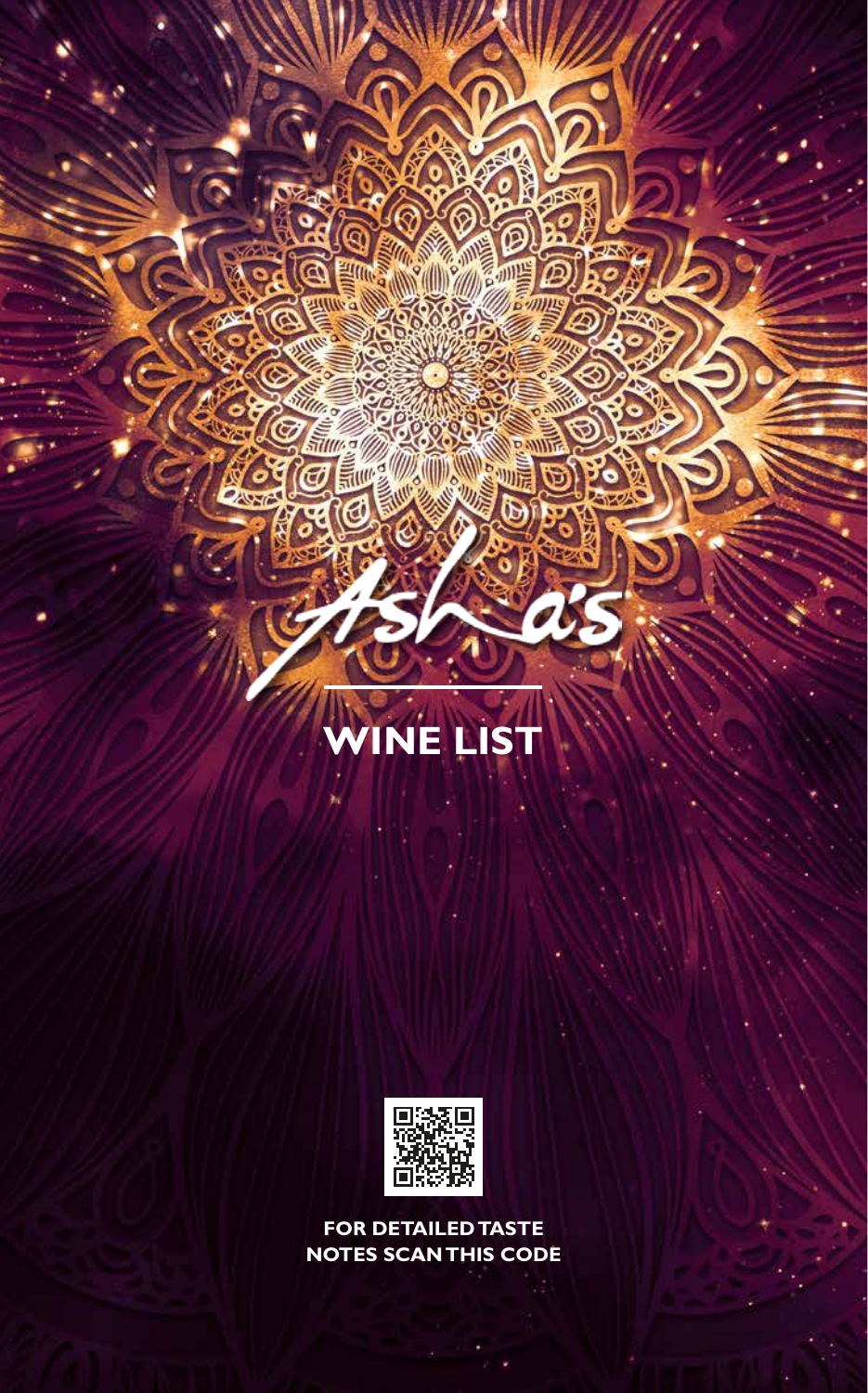Asha's

# WINE LIST

**FOR DETAILED TASTE NOTES SCAN THIS CODE**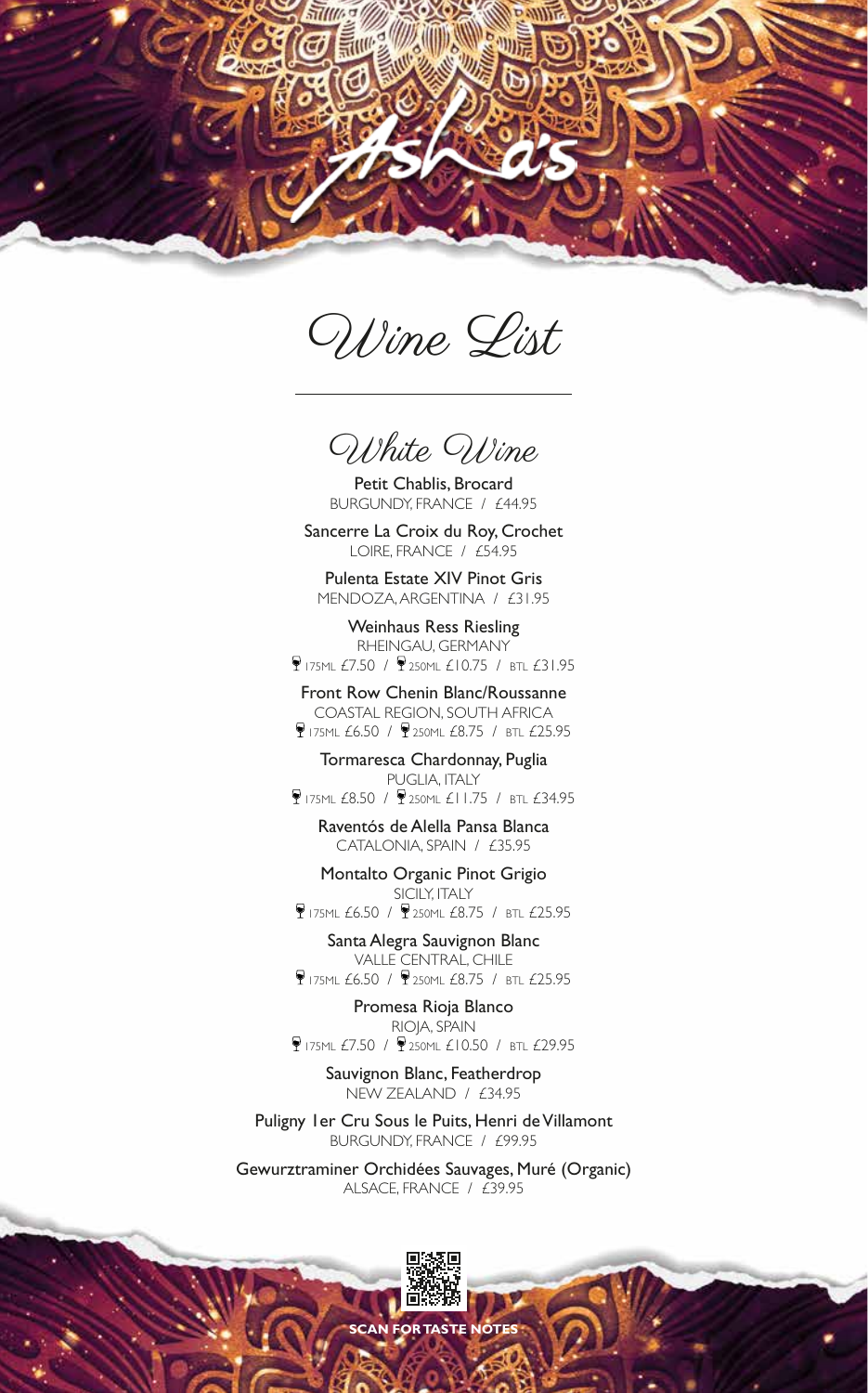# Asha's

## Wine List

### White Wine

**Petit Chablis, Brocard**
BURGUNDY, FRANCE / £44.95

**Sancerre La Croix du Roy, Crochet**
LOIRE, FRANCE / £54.95

**Pulenta Estate XIV Pinot Gris**
MENDOZA, ARGENTINA / £31.95

**Weinhaus Ress Riesling**
RHEINGAU, GERMANY
175ML £7.50 / 250ML £10.75 / BTL £31.95

**Front Row Chenin Blanc/Roussanne**
COASTAL REGION, SOUTH AFRICA
175ML £6.50 / 250ML £8.75 / BTL £25.95

**Tormaresca Chardonnay, Puglia**
PUGLIA, ITALY
175ML £8.50 / 250ML £11.75 / BTL £34.95

**Raventós de Alella Pansa Blanca**
CATALONIA, SPAIN / £35.95

**Montalto Organic Pinot Grigio**
SICILY, ITALY
175ML £6.50 / 250ML £8.75 / BTL £25.95

**Santa Alegra Sauvignon Blanc**
VALLE CENTRAL, CHILE
175ML £6.50 / 250ML £8.75 / BTL £25.95

**Promesa Rioja Blanco**
RIOJA, SPAIN
175ML £7.50 / 250ML £10.50 / BTL £29.95

**Sauvignon Blanc, Featherdrop**
NEW ZEALAND / £34.95

**Puligny 1er Cru Sous le Puits, Henri de Villamont**
BURGUNDY, FRANCE / £99.95

**Gewurztraminer Orchidées Sauvages, Muré (Organic)**
ALSACE, FRANCE / £39.95

SCAN FOR TASTE NOTES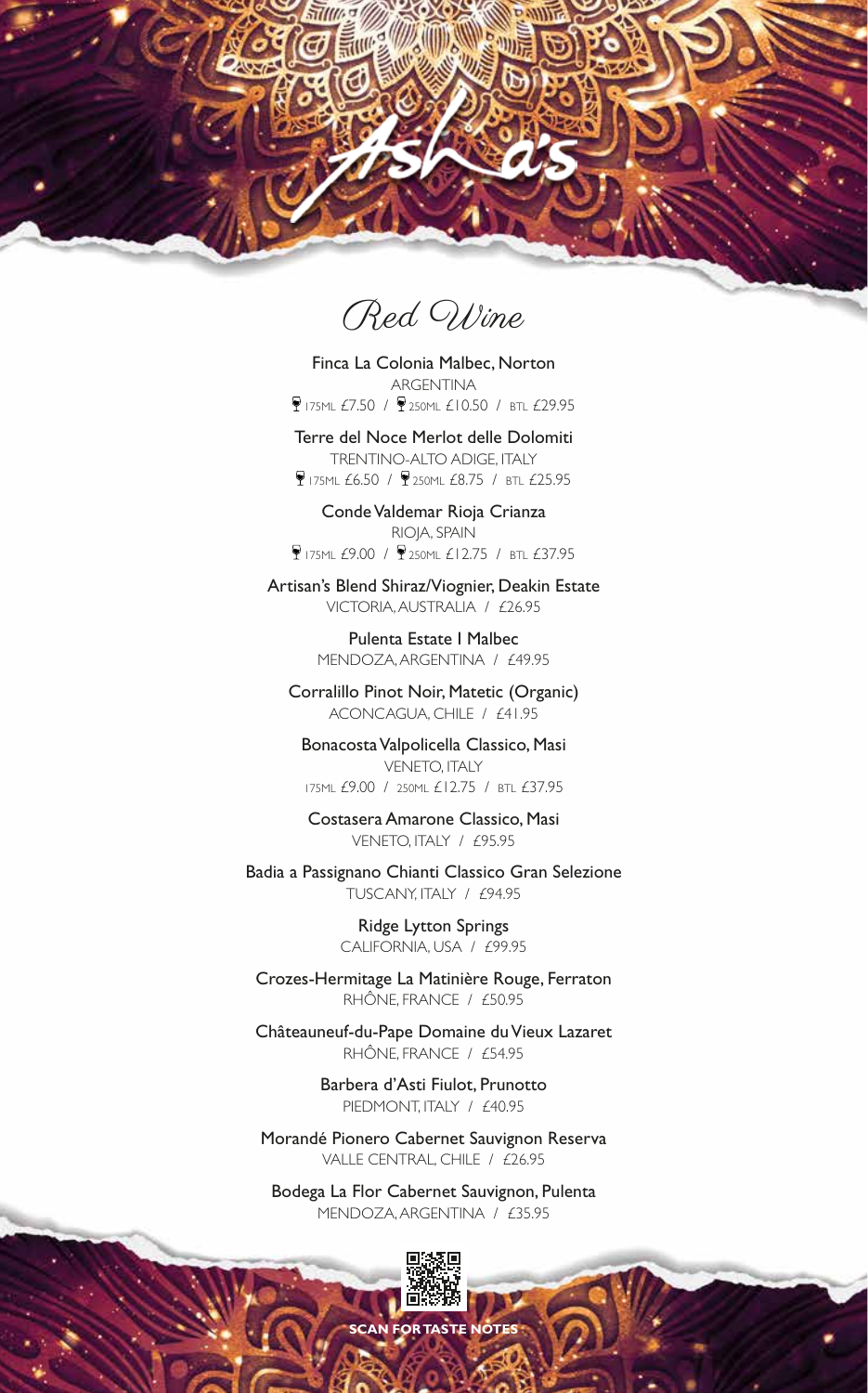# Asha's

## Red Wine

**Finca La Colonia Malbec, Norton**
ARGENTINA
175ML £7.50 / 250ML £10.50 / BTL £29.95

**Terre del Noce Merlot delle Dolomiti**
TRENTINO-ALTO ADIGE, ITALY
175ML £6.50 / 250ML £8.75 / BTL £25.95

**Conde Valdemar Rioja Crianza**
RIOJA, SPAIN
175ML £9.00 / 250ML £12.75 / BTL £37.95

**Artisan's Blend Shiraz/Viognier, Deakin Estate**
VICTORIA, AUSTRALIA / £26.95

**Pulenta Estate I Malbec**
MENDOZA, ARGENTINA / £49.95

**Corralillo Pinot Noir, Matetic (Organic)**
ACONCAGUA, CHILE / £41.95

**Bonacosta Valpolicella Classico, Masi**
VENETO, ITALY
175ML £9.00 / 250ML £12.75 / BTL £37.95

**Costasera Amarone Classico, Masi**
VENETO, ITALY / £95.95

**Badia a Passignano Chianti Classico Gran Selezione**
TUSCANY, ITALY / £94.95

**Ridge Lytton Springs**
CALIFORNIA, USA / £99.95

**Crozes-Hermitage La Matinière Rouge, Ferraton**
RHÔNE, FRANCE / £50.95

**Châteauneuf-du-Pape Domaine du Vieux Lazaret**
RHÔNE, FRANCE / £54.95

**Barbera d'Asti Fiulot, Prunotto**
PIEDMONT, ITALY / £40.95

**Morandé Pionero Cabernet Sauvignon Reserva**
VALLE CENTRAL, CHILE / £26.95

**Bodega La Flor Cabernet Sauvignon, Pulenta**
MENDOZA, ARGENTINA / £35.95

SCAN FOR TASTE NOTES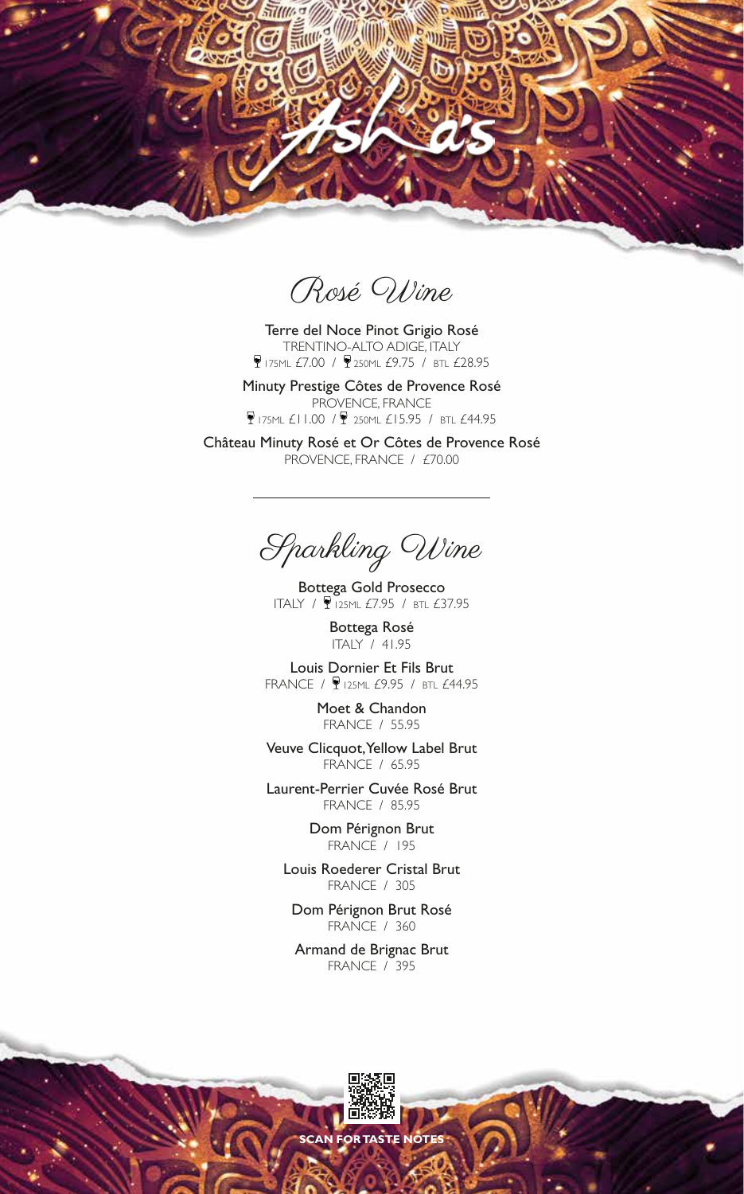# Asha's

## Rosé Wine

Terre del Noce Pinot Grigio Rosé
TRENTINO-ALTO ADIGE, ITALY
175ML £7.00 / 250ML £9.75 / BTL £28.95

Minuty Prestige Côtes de Provence Rosé
PROVENCE, FRANCE
175ML £11.00 / 250ML £15.95 / BTL £44.95

Château Minuty Rosé et Or Côtes de Provence Rosé
PROVENCE, FRANCE / £70.00

---

## Sparkling Wine

Bottega Gold Prosecco
ITALY / 125ML £7.95 / BTL £37.95

Bottega Rosé
ITALY / 41.95

Louis Dornier Et Fils Brut
FRANCE / 125ML £9.95 / BTL £44.95

Moet & Chandon
FRANCE / 55.95

Veuve Clicquot, Yellow Label Brut
FRANCE / 65.95

Laurent-Perrier Cuvée Rosé Brut
FRANCE / 85.95

Dom Pérignon Brut
FRANCE / 195

Louis Roederer Cristal Brut
FRANCE / 305

Dom Pérignon Brut Rosé
FRANCE / 360

Armand de Brignac Brut
FRANCE / 395

**SCAN FOR TASTE NOTES**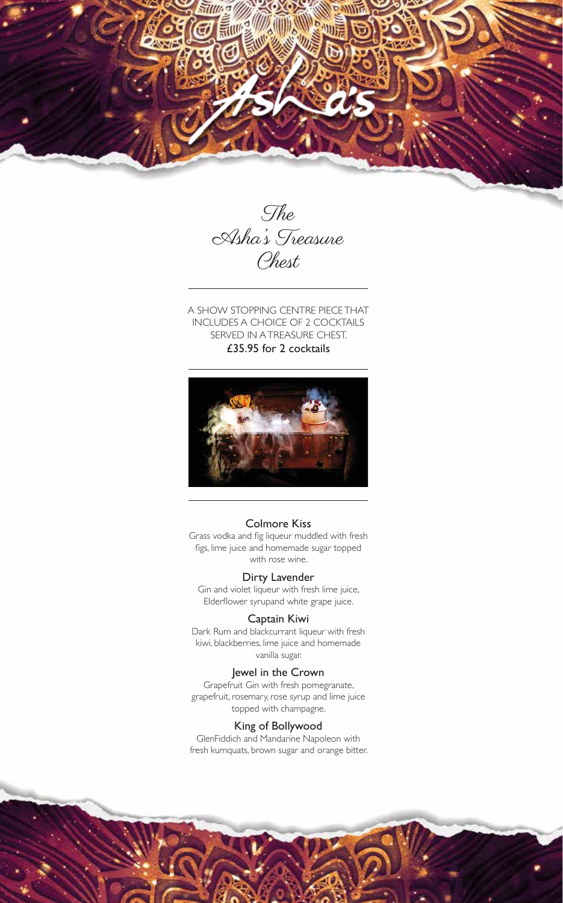# Asha's

## The Asha's Treasure Chest

A SHOW STOPPING CENTRE PIECE THAT INCLUDES A CHOICE OF 2 COCKTAILS SERVED IN A TREASURE CHEST.

£35.95 for 2 cocktails

### Colmore Kiss

Grass vodka and fig liqueur muddled with fresh figs, lime juice and homemade sugar topped with rose wine.

### Dirty Lavender

Gin and violet liqueur with fresh lime juice, Elderflower syrupand white grape juice.

### Captain Kiwi

Dark Rum and blackcurrant liqueur with fresh kiwi, blackberries, lime juice and homemade vanilla sugar.

### Jewel in the Crown

Grapefruit Gin with fresh pomegranate, grapefruit, rosemary, rose syrup and lime juice topped with champagne.

### King of Bollywood

GlenFiddich and Mandarine Napoleon with fresh kumquats, brown sugar and orange bitter.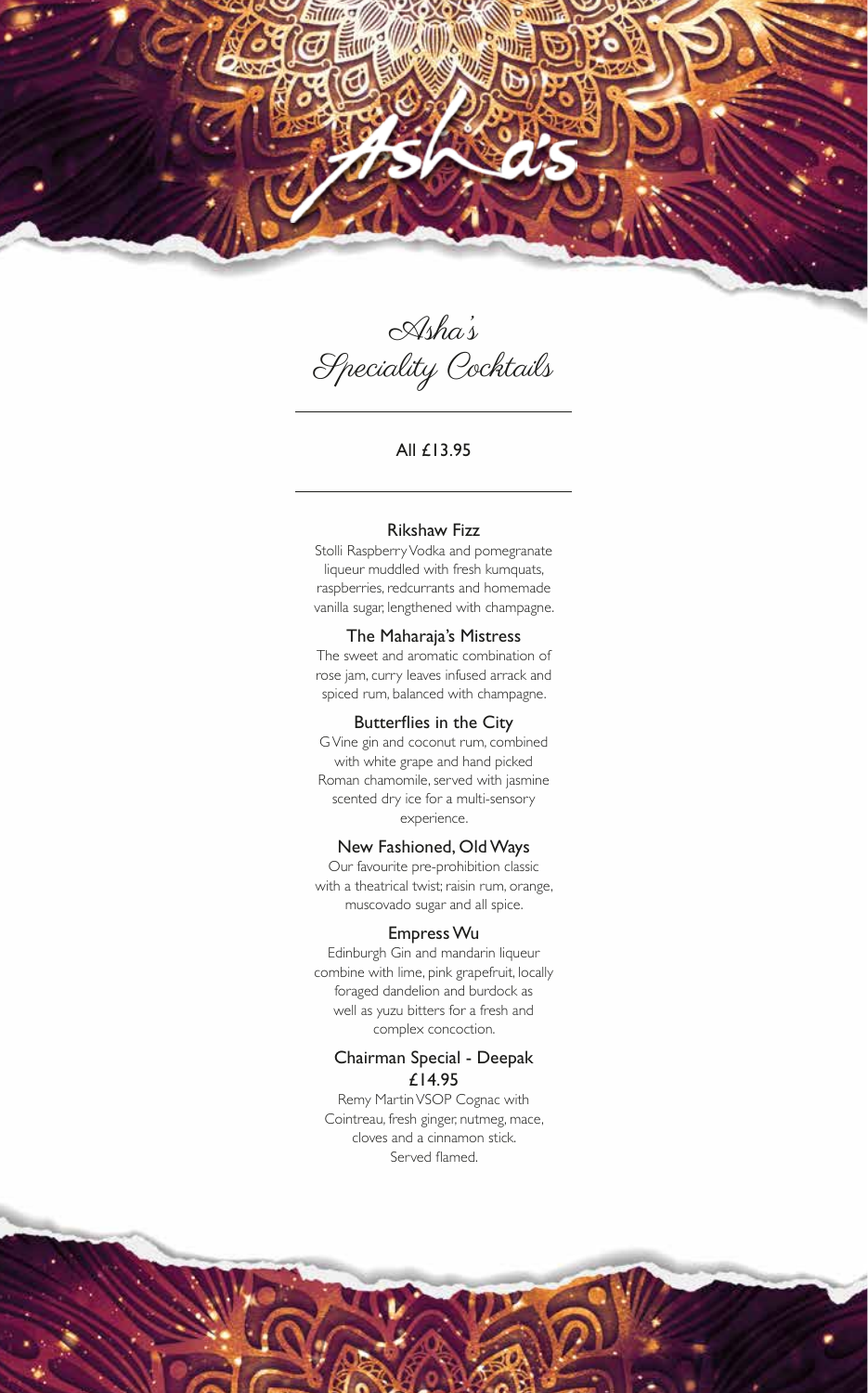# Asha's

## Asha's Speciality Cocktails

All £13.95

### Rikshaw Fizz

Stolli Raspberry Vodka and pomegranate liqueur muddled with fresh kumquats, raspberries, redcurrants and homemade vanilla sugar, lengthened with champagne.

### The Maharaja's Mistress

The sweet and aromatic combination of rose jam, curry leaves infused arrack and spiced rum, balanced with champagne.

### Butterflies in the City

G Vine gin and coconut rum, combined with white grape and hand picked Roman chamomile, served with jasmine scented dry ice for a multi-sensory experience.

### New Fashioned, Old Ways

Our favourite pre-prohibition classic with a theatrical twist; raisin rum, orange, muscovado sugar and all spice.

### Empress Wu

Edinburgh Gin and mandarin liqueur combine with lime, pink grapefruit, locally foraged dandelion and burdock as well as yuzu bitters for a fresh and complex concoction.

### Chairman Special - Deepak

£14.95

Remy Martin VSOP Cognac with Cointreau, fresh ginger, nutmeg, mace, cloves and a cinnamon stick. Served flamed.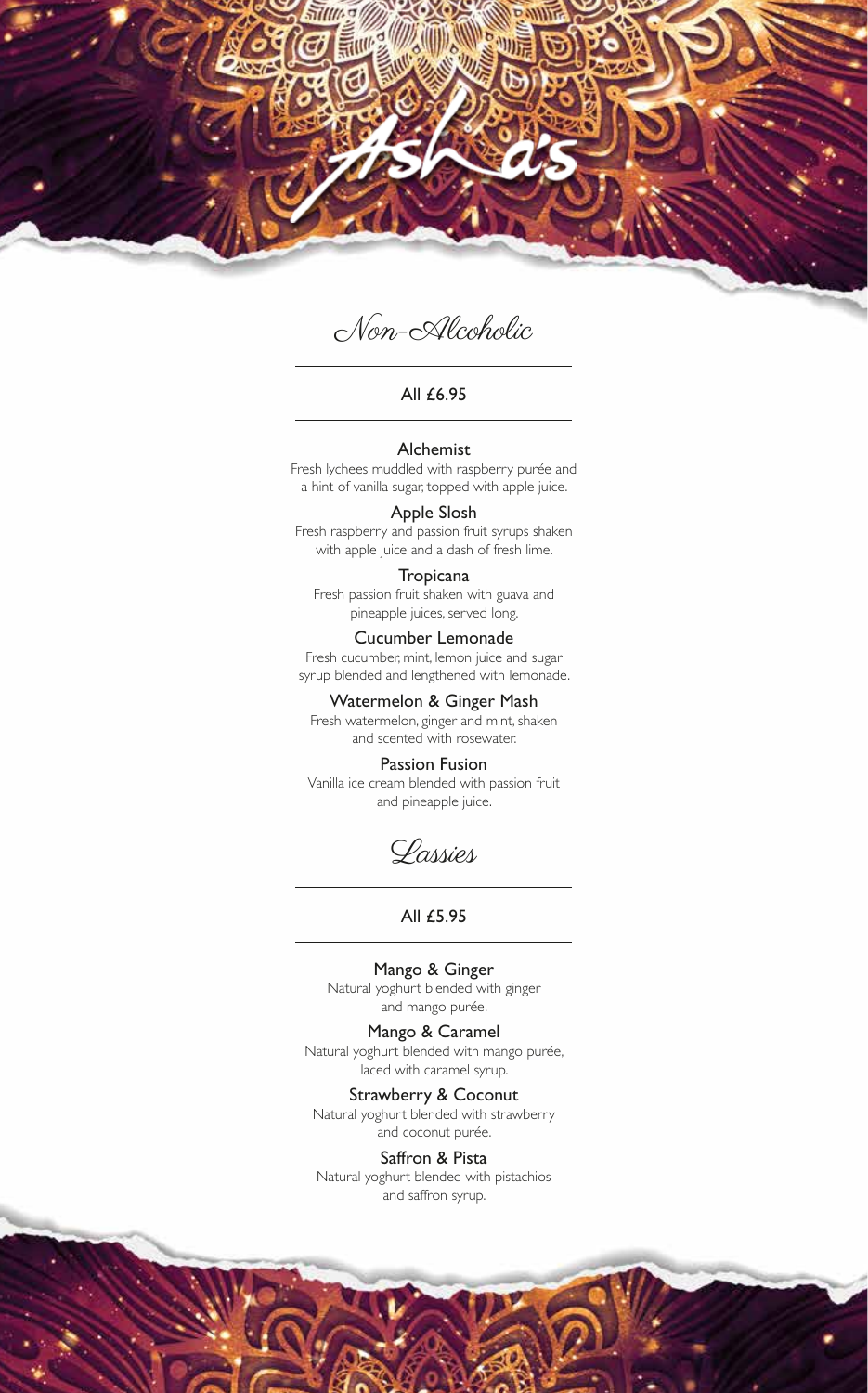Asha's

# Non-Alcoholic

All £6.95

### Alchemist
Fresh lychees muddled with raspberry purée and a hint of vanilla sugar, topped with apple juice.

### Apple Slosh
Fresh raspberry and passion fruit syrups shaken with apple juice and a dash of fresh lime.

### Tropicana
Fresh passion fruit shaken with guava and pineapple juices, served long.

### Cucumber Lemonade
Fresh cucumber, mint, lemon juice and sugar syrup blended and lengthened with lemonade.

### Watermelon & Ginger Mash
Fresh watermelon, ginger and mint, shaken and scented with rosewater.

### Passion Fusion
Vanilla ice cream blended with passion fruit and pineapple juice.

# Lassies

All £5.95

### Mango & Ginger
Natural yoghurt blended with ginger and mango purée.

### Mango & Caramel
Natural yoghurt blended with mango purée, laced with caramel syrup.

### Strawberry & Coconut
Natural yoghurt blended with strawberry and coconut purée.

### Saffron & Pista
Natural yoghurt blended with pistachios and saffron syrup.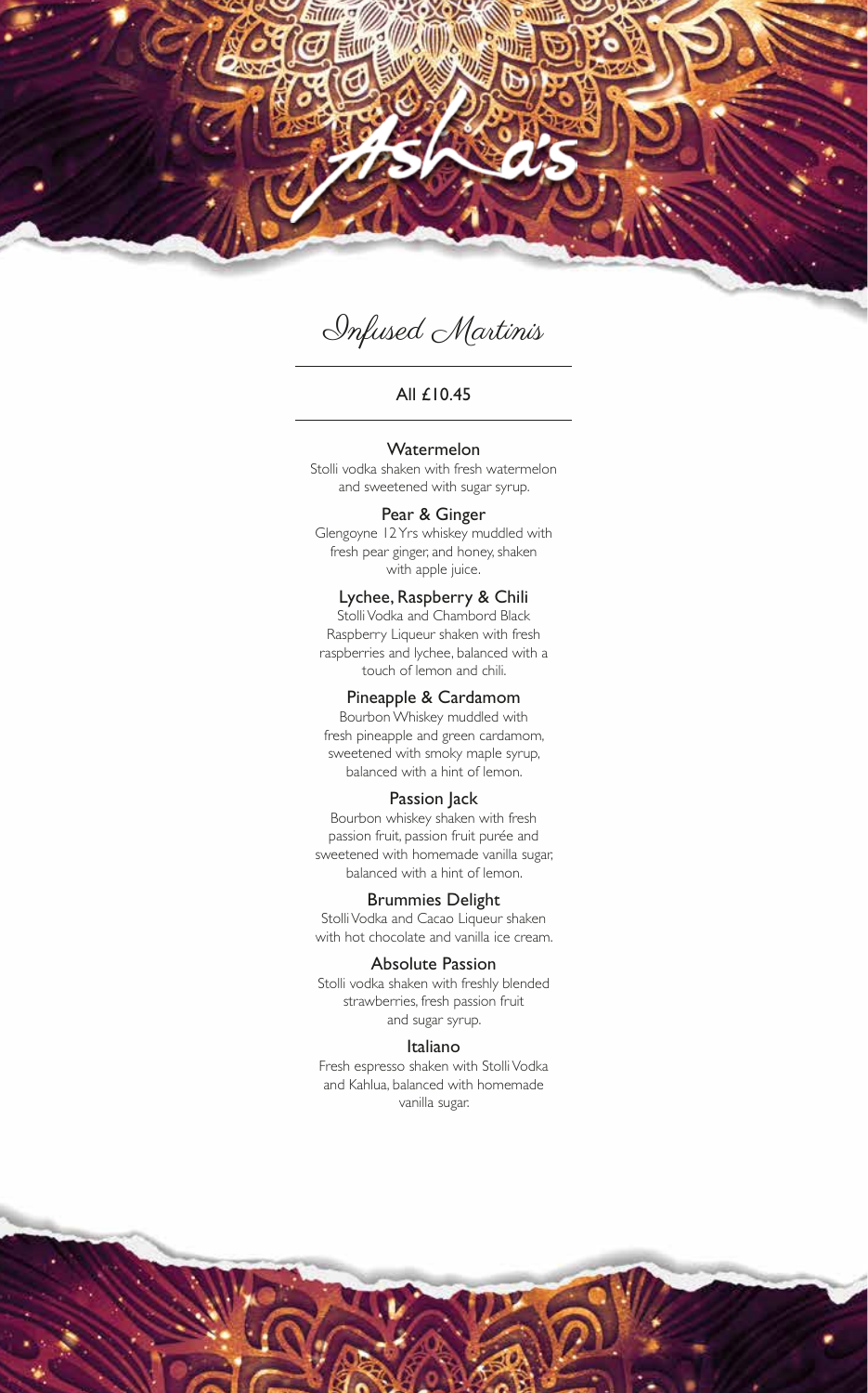# Asha's

## Infused Martinis

All £10.45

### Watermelon

Stolli vodka shaken with fresh watermelon and sweetened with sugar syrup.

### Pear & Ginger

Glengoyne 12 Yrs whiskey muddled with fresh pear ginger, and honey, shaken with apple juice.

### Lychee, Raspberry & Chili

Stolli Vodka and Chambord Black Raspberry Liqueur shaken with fresh raspberries and lychee, balanced with a touch of lemon and chili.

### Pineapple & Cardamom

Bourbon Whiskey muddled with fresh pineapple and green cardamom, sweetened with smoky maple syrup, balanced with a hint of lemon.

### Passion Jack

Bourbon whiskey shaken with fresh passion fruit, passion fruit purée and sweetened with homemade vanilla sugar, balanced with a hint of lemon.

### Brummies Delight

Stolli Vodka and Cacao Liqueur shaken with hot chocolate and vanilla ice cream.

### Absolute Passion

Stolli vodka shaken with freshly blended strawberries, fresh passion fruit and sugar syrup.

### Italiano

Fresh espresso shaken with Stolli Vodka and Kahlua, balanced with homemade vanilla sugar.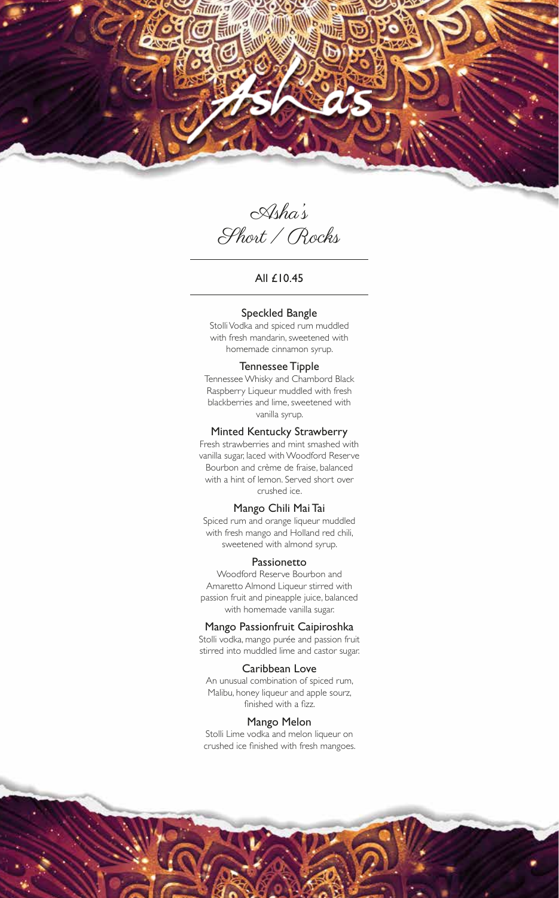# Asha's

## Asha's Short / Rocks

All £10.45

### Speckled Bangle

Stolli Vodka and spiced rum muddled with fresh mandarin, sweetened with homemade cinnamon syrup.

### Tennessee Tipple

Tennessee Whisky and Chambord Black Raspberry Liqueur muddled with fresh blackberries and lime, sweetened with vanilla syrup.

### Minted Kentucky Strawberry

Fresh strawberries and mint smashed with vanilla sugar, laced with Woodford Reserve Bourbon and crème de fraise, balanced with a hint of lemon. Served short over crushed ice.

### Mango Chili Mai Tai

Spiced rum and orange liqueur muddled with fresh mango and Holland red chili, sweetened with almond syrup.

### Passionetto

Woodford Reserve Bourbon and Amaretto Almond Liqueur stirred with passion fruit and pineapple juice, balanced with homemade vanilla sugar.

### Mango Passionfruit Caipiroshka

Stolli vodka, mango purée and passion fruit stirred into muddled lime and castor sugar.

### Caribbean Love

An unusual combination of spiced rum, Malibu, honey liqueur and apple sourz, finished with a fizz.

### Mango Melon

Stolli Lime vodka and melon liqueur on crushed ice finished with fresh mangoes.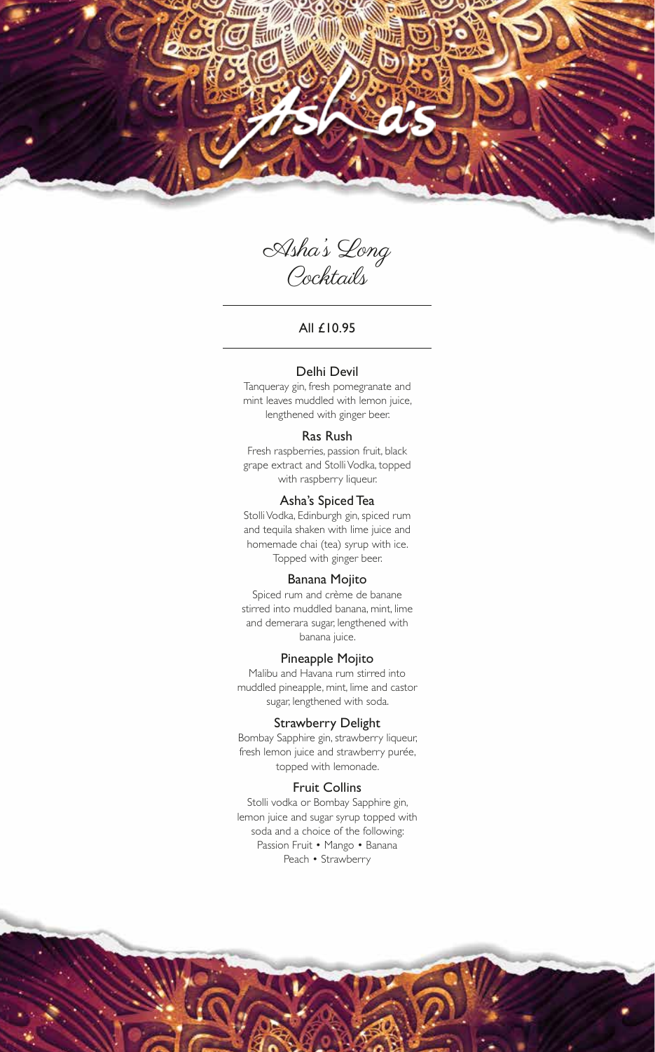Asha's

# Asha's Long Cocktails

All £10.95

### Delhi Devil

Tanqueray gin, fresh pomegranate and mint leaves muddled with lemon juice, lengthened with ginger beer.

### Ras Rush

Fresh raspberries, passion fruit, black grape extract and Stolli Vodka, topped with raspberry liqueur.

### Asha's Spiced Tea

Stolli Vodka, Edinburgh gin, spiced rum and tequila shaken with lime juice and homemade chai (tea) syrup with ice. Topped with ginger beer.

### Banana Mojito

Spiced rum and crème de banane stirred into muddled banana, mint, lime and demerara sugar, lengthened with banana juice.

### Pineapple Mojito

Malibu and Havana rum stirred into muddled pineapple, mint, lime and castor sugar, lengthened with soda.

### Strawberry Delight

Bombay Sapphire gin, strawberry liqueur, fresh lemon juice and strawberry purée, topped with lemonade.

### Fruit Collins

Stolli vodka or Bombay Sapphire gin, lemon juice and sugar syrup topped with soda and a choice of the following:
Passion Fruit • Mango • Banana
Peach • Strawberry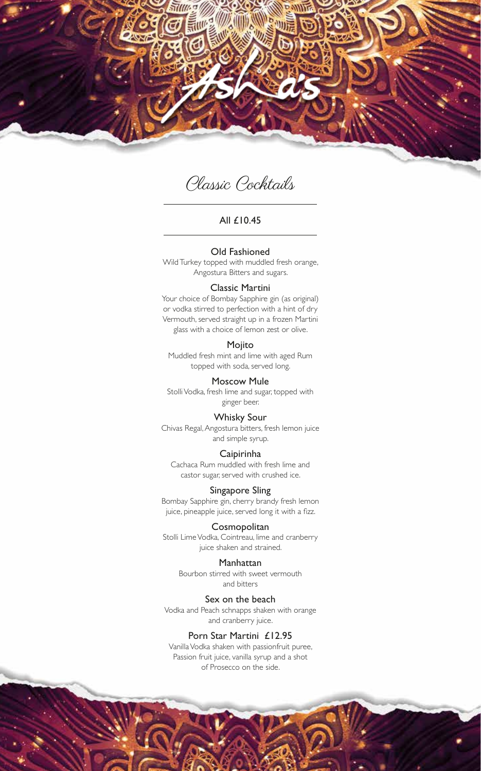# Asha's

## Classic Cocktails

All £10.45

### Old Fashioned

Wild Turkey topped with muddled fresh orange, Angostura Bitters and sugars.

### Classic Martini

Your choice of Bombay Sapphire gin (as original) or vodka stirred to perfection with a hint of dry Vermouth, served straight up in a frozen Martini glass with a choice of lemon zest or olive.

### Mojito

Muddled fresh mint and lime with aged Rum topped with soda, served long.

### Moscow Mule

Stolli Vodka, fresh lime and sugar, topped with ginger beer.

### Whisky Sour

Chivas Regal, Angostura bitters, fresh lemon juice and simple syrup.

### Caipirinha

Cachaca Rum muddled with fresh lime and castor sugar, served with crushed ice.

### Singapore Sling

Bombay Sapphire gin, cherry brandy fresh lemon juice, pineapple juice, served long it with a fizz.

### Cosmopolitan

Stolli Lime Vodka, Cointreau, lime and cranberry juice shaken and strained.

### Manhattan

Bourbon stirred with sweet vermouth and bitters

### Sex on the beach

Vodka and Peach schnapps shaken with orange and cranberry juice.

### Porn Star Martini £12.95

Vanilla Vodka shaken with passionfruit puree, Passion fruit juice, vanilla syrup and a shot of Prosecco on the side.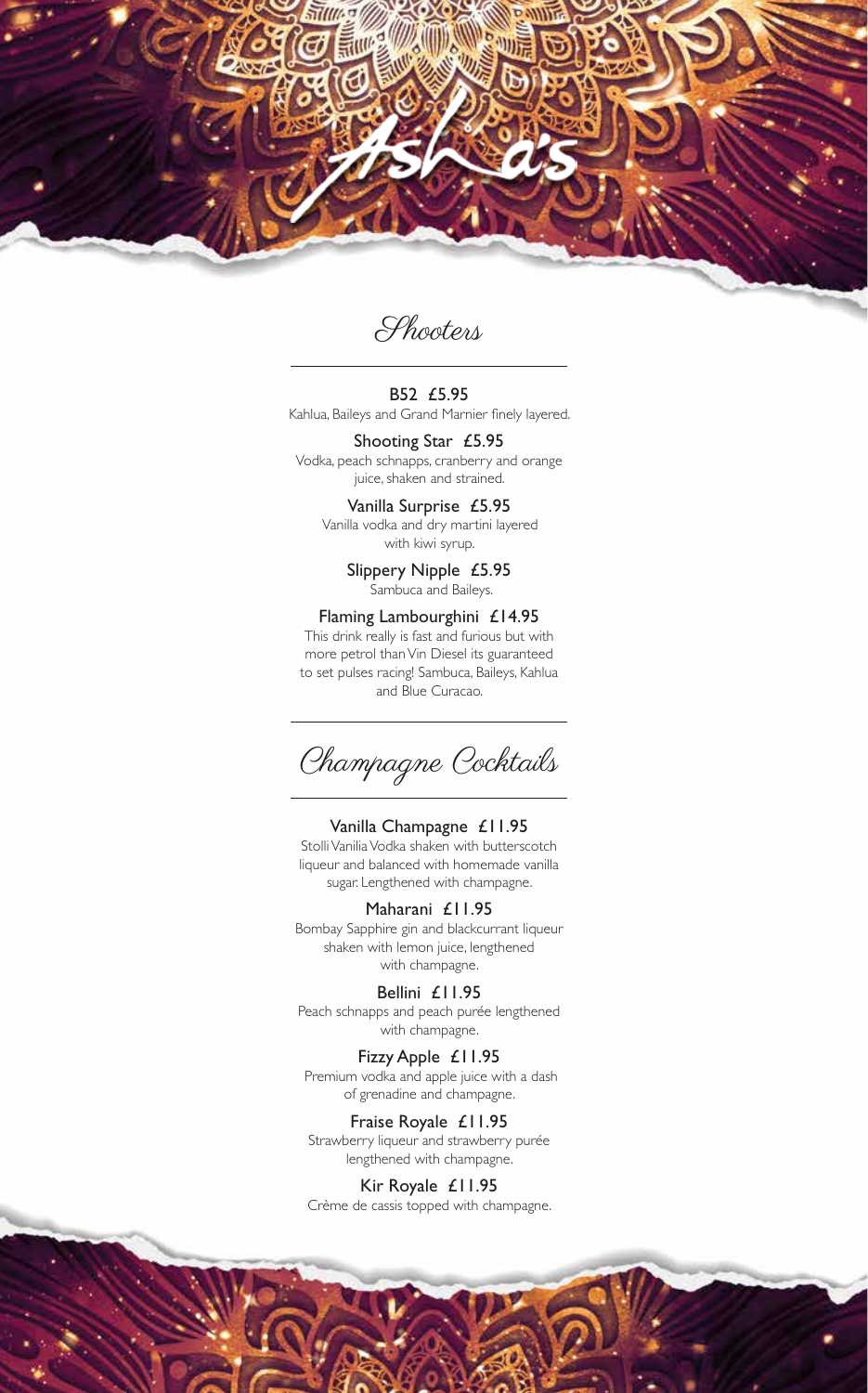# Asha's

## Shooters

**B52 £5.95**
Kahlua, Baileys and Grand Marnier finely layered.

**Shooting Star £5.95**
Vodka, peach schnapps, cranberry and orange juice, shaken and strained.

**Vanilla Surprise £5.95**
Vanilla vodka and dry martini layered with kiwi syrup.

**Slippery Nipple £5.95**
Sambuca and Baileys.

**Flaming Lambourghini £14.95**
This drink really is fast and furious but with more petrol than Vin Diesel its guaranteed to set pulses racing! Sambuca, Baileys, Kahlua and Blue Curacao.

## Champagne Cocktails

**Vanilla Champagne £11.95**
Stolli Vanilia Vodka shaken with butterscotch liqueur and balanced with homemade vanilla sugar. Lengthened with champagne.

**Maharani £11.95**
Bombay Sapphire gin and blackcurrant liqueur shaken with lemon juice, lengthened with champagne.

**Bellini £11.95**
Peach schnapps and peach purée lengthened with champagne.

**Fizzy Apple £11.95**
Premium vodka and apple juice with a dash of grenadine and champagne.

**Fraise Royale £11.95**
Strawberry liqueur and strawberry purée lengthened with champagne.

**Kir Royale £11.95**
Crème de cassis topped with champagne.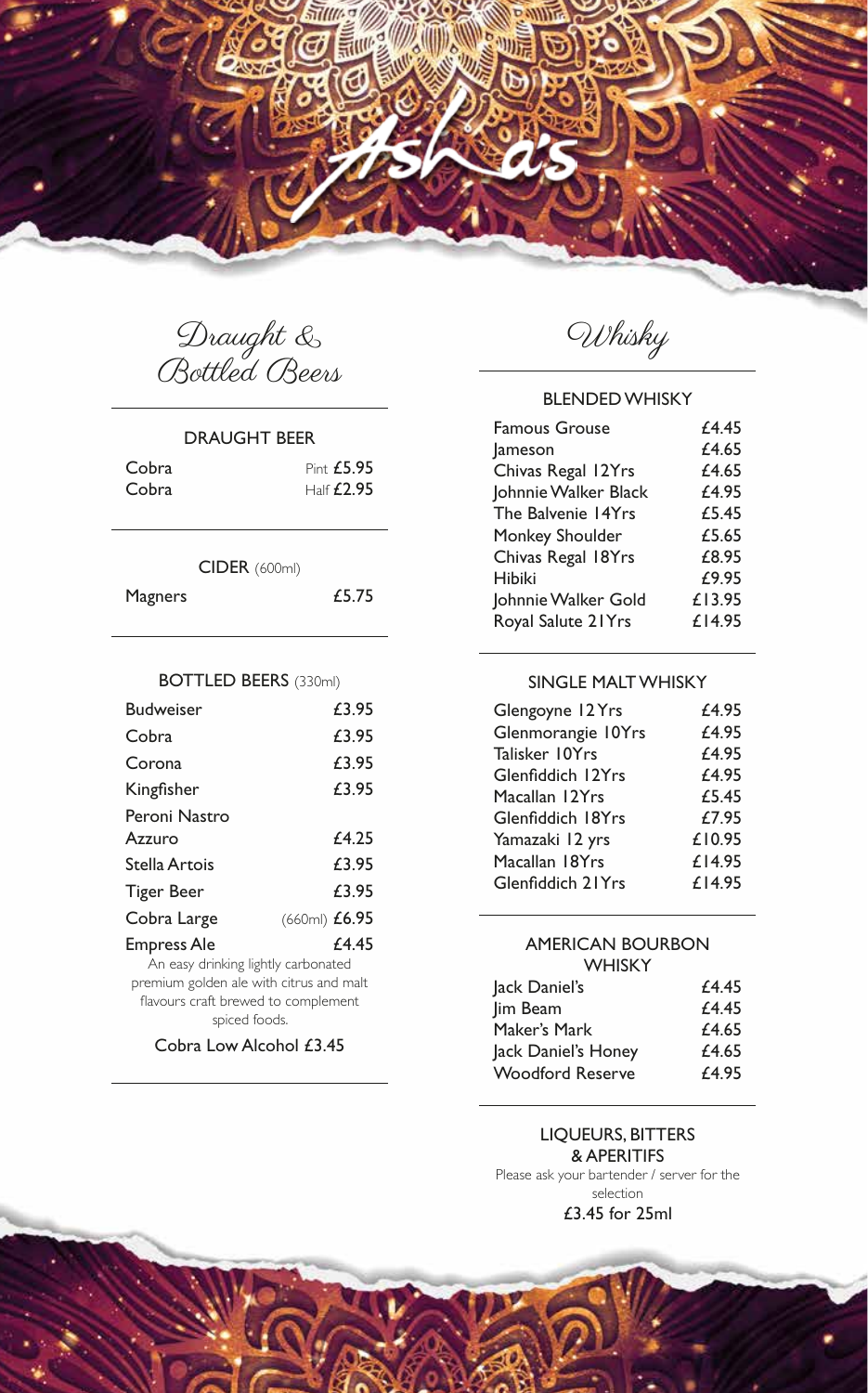# Asha's

## Draught & Bottled Beers

### DRAUGHT BEER

| | |
|---|---|
| Cobra | Pint £5.95 |
| Cobra | Half £2.95 |

### CIDER (600ml)

| | |
|---|---|
| Magners | £5.75 |

### BOTTLED BEERS (330ml)

| | |
|---|---|
| Budweiser | £3.95 |
| Cobra | £3.95 |
| Corona | £3.95 |
| Kingfisher | £3.95 |
| Peroni Nastro Azzuro | £4.25 |
| Stella Artois | £3.95 |
| Tiger Beer | £3.95 |
| Cobra Large | (660ml) £6.95 |
| Empress Ale | £4.45 |

An easy drinking lightly carbonated premium golden ale with citrus and malt flavours craft brewed to complement spiced foods.

Cobra Low Alcohol £3.45

## Whisky

### BLENDED WHISKY

| | |
|---|---|
| Famous Grouse | £4.45 |
| Jameson | £4.65 |
| Chivas Regal 12Yrs | £4.65 |
| Johnnie Walker Black | £4.95 |
| The Balvenie 14Yrs | £5.45 |
| Monkey Shoulder | £5.65 |
| Chivas Regal 18Yrs | £8.95 |
| Hibiki | £9.95 |
| Johnnie Walker Gold | £13.95 |
| Royal Salute 21Yrs | £14.95 |

### SINGLE MALT WHISKY

| | |
|---|---|
| Glengoyne 12Yrs | £4.95 |
| Glenmorangie 10Yrs | £4.95 |
| Talisker 10Yrs | £4.95 |
| Glenfiddich 12Yrs | £4.95 |
| Macallan 12Yrs | £5.45 |
| Glenfiddich 18Yrs | £7.95 |
| Yamazaki 12 yrs | £10.95 |
| Macallan 18Yrs | £14.95 |
| Glenfiddich 21Yrs | £14.95 |

### AMERICAN BOURBON WHISKY

| | |
|---|---|
| Jack Daniel's | £4.45 |
| Jim Beam | £4.45 |
| Maker's Mark | £4.65 |
| Jack Daniel's Honey | £4.65 |
| Woodford Reserve | £4.95 |

### LIQUEURS, BITTERS & APERITIFS

Please ask your bartender / server for the selection

£3.45 for 25ml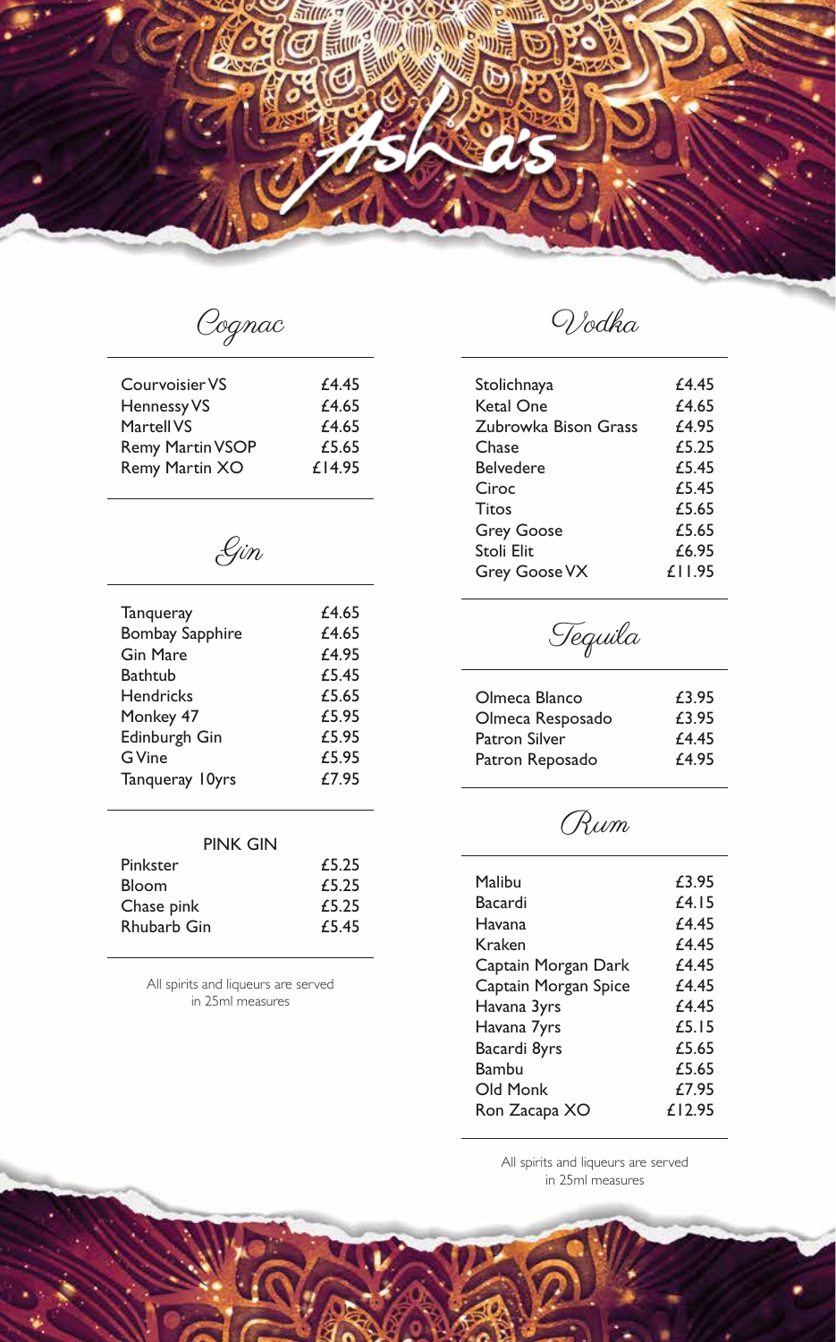# Asha's

## Cognac

| | |
|---|---|
| Courvoisier VS | £4.45 |
| Hennessy VS | £4.65 |
| Martell VS | £4.65 |
| Remy Martin VSOP | £5.65 |
| Remy Martin XO | £14.95 |

## Gin

| | |
|---|---|
| Tanqueray | £4.65 |
| Bombay Sapphire | £4.65 |
| Gin Mare | £4.95 |
| Bathtub | £5.45 |
| Hendricks | £5.65 |
| Monkey 47 | £5.95 |
| Edinburgh Gin | £5.95 |
| G Vine | £5.95 |
| Tanqueray 10yrs | £7.95 |

### PINK GIN

| | |
|---|---|
| Pinkster | £5.25 |
| Bloom | £5.25 |
| Chase pink | £5.25 |
| Rhubarb Gin | £5.45 |

All spirits and liqueurs are served in 25ml measures

## Vodka

| | |
|---|---|
| Stolichnaya | £4.45 |
| Ketal One | £4.65 |
| Zubrowka Bison Grass | £4.95 |
| Chase | £5.25 |
| Belvedere | £5.45 |
| Ciroc | £5.45 |
| Titos | £5.65 |
| Grey Goose | £5.65 |
| Stoli Elit | £6.95 |
| Grey Goose VX | £11.95 |

## Tequila

| | |
|---|---|
| Olmeca Blanco | £3.95 |
| Olmeca Resposado | £3.95 |
| Patron Silver | £4.45 |
| Patron Reposado | £4.95 |

## Rum

| | |
|---|---|
| Malibu | £3.95 |
| Bacardi | £4.15 |
| Havana | £4.45 |
| Kraken | £4.45 |
| Captain Morgan Dark | £4.45 |
| Captain Morgan Spice | £4.45 |
| Havana 3yrs | £4.45 |
| Havana 7yrs | £5.15 |
| Bacardi 8yrs | £5.65 |
| Bambu | £5.65 |
| Old Monk | £7.95 |
| Ron Zacapa XO | £12.95 |

All spirits and liqueurs are served in 25ml measures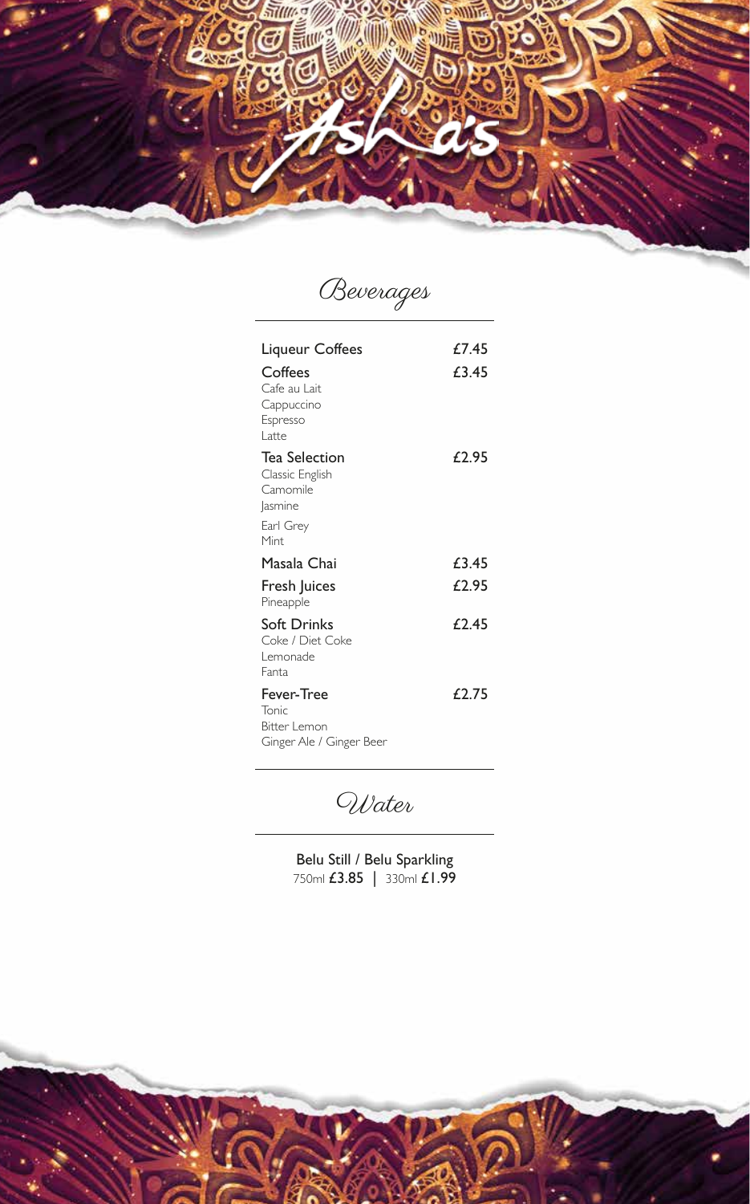# Asha's

## Beverages

| | |
|---|---|
| **Liqueur Coffees** | £7.45 |
| **Coffees**<br>Cafe au Lait<br>Cappuccino<br>Espresso<br>Latte | £3.45 |
| **Tea Selection**<br>Classic English<br>Camomile<br>Jasmine<br>Earl Grey<br>Mint | £2.95 |
| **Masala Chai** | £3.45 |
| **Fresh Juices**<br>Pineapple | £2.95 |
| **Soft Drinks**<br>Coke / Diet Coke<br>Lemonade<br>Fanta | £2.45 |
| **Fever-Tree**<br>Tonic<br>Bitter Lemon<br>Ginger Ale / Ginger Beer | £2.75 |

## Water

Belu Still / Belu Sparkling

750ml **£3.85** | 330ml **£1.99**